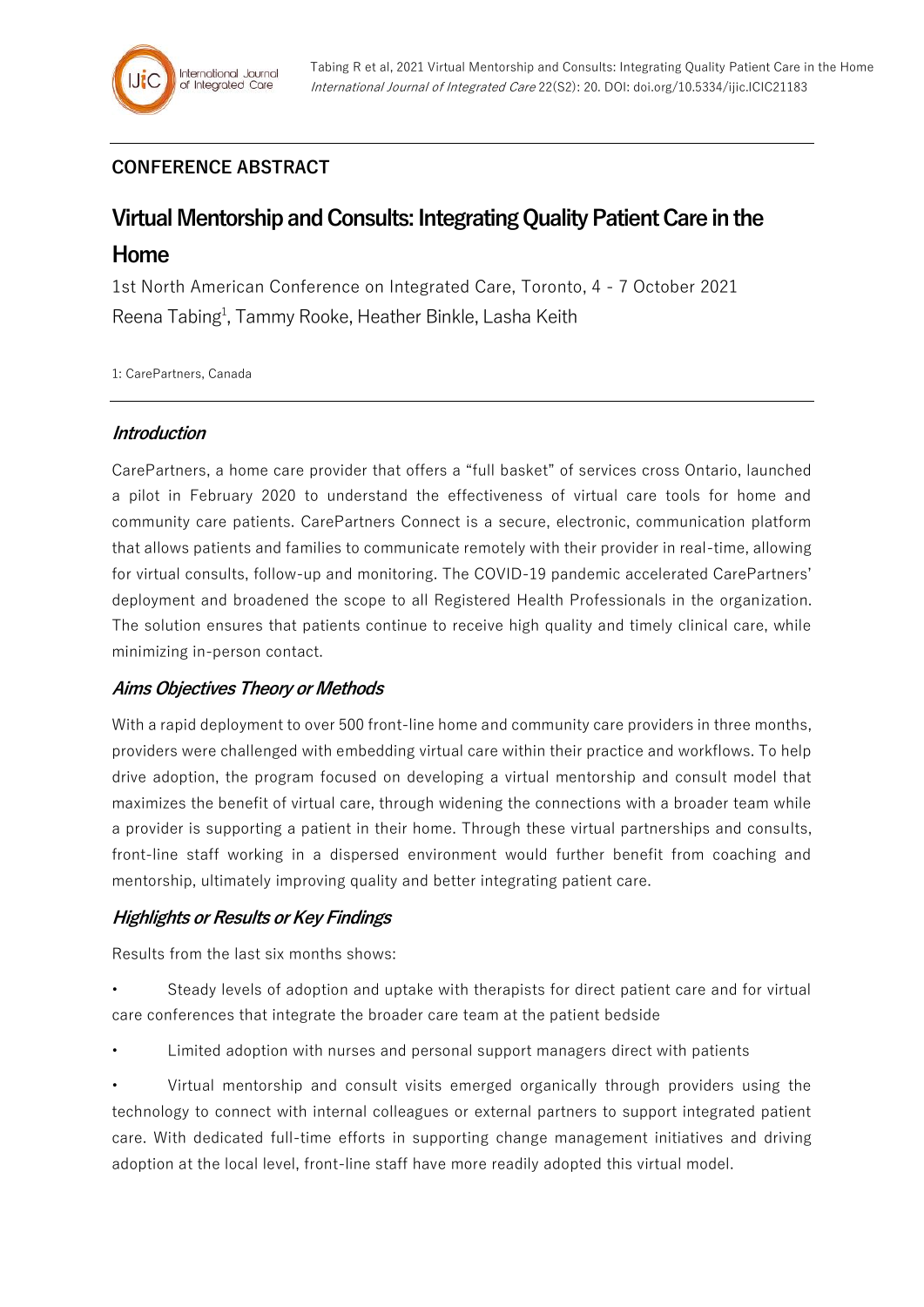## CONFERENCE ABSTRACT

# Virtual Mentorship and Consults: Integrating Quality Patient Care in the Home

1st North American Conference on Integrated Care, Toronto, 4 - 7 October 2021

Reena Tabing[1], Tammy Rooke, Heather Binkle, Lasha Keith

1: CarePartners, Canada

### *Introduction*

CarePartners, a home care provider that offers a "full basket" of services cross Ontario, launched a pilot in February 2020 to understand the effectiveness of virtual care tools for home and community care patients. CarePartners Connect is a secure, electronic, communication platform that allows patients and families to communicate remotely with their provider in real-time, allowing for virtual consults, follow-up and monitoring. The COVID-19 pandemic accelerated CarePartners' deployment and broadened the scope to all Registered Health Professionals in the organization. The solution ensures that patients continue to receive high quality and timely clinical care, while minimizing in-person contact.

### *Aims Objectives Theory or Methods*

With a rapid deployment to over 500 front-line home and community care providers in three months, providers were challenged with embedding virtual care within their practice and workflows. To help drive adoption, the program focused on developing a virtual mentorship and consult model that maximizes the benefit of virtual care, through widening the connections with a broader team while a provider is supporting a patient in their home. Through these virtual partnerships and consults, front-line staff working in a dispersed environment would further benefit from coaching and mentorship, ultimately improving quality and better integrating patient care.

### *Highlights or Results or Key Findings*

Results from the last six months shows:

- Steady levels of adoption and uptake with therapists for direct patient care and for virtual care conferences that integrate the broader care team at the patient bedside
- Limited adoption with nurses and personal support managers direct with patients
- Virtual mentorship and consult visits emerged organically through providers using the technology to connect with internal colleagues or external partners to support integrated patient care. With dedicated full-time efforts in supporting change management initiatives and driving adoption at the local level, front-line staff have more readily adopted this virtual model.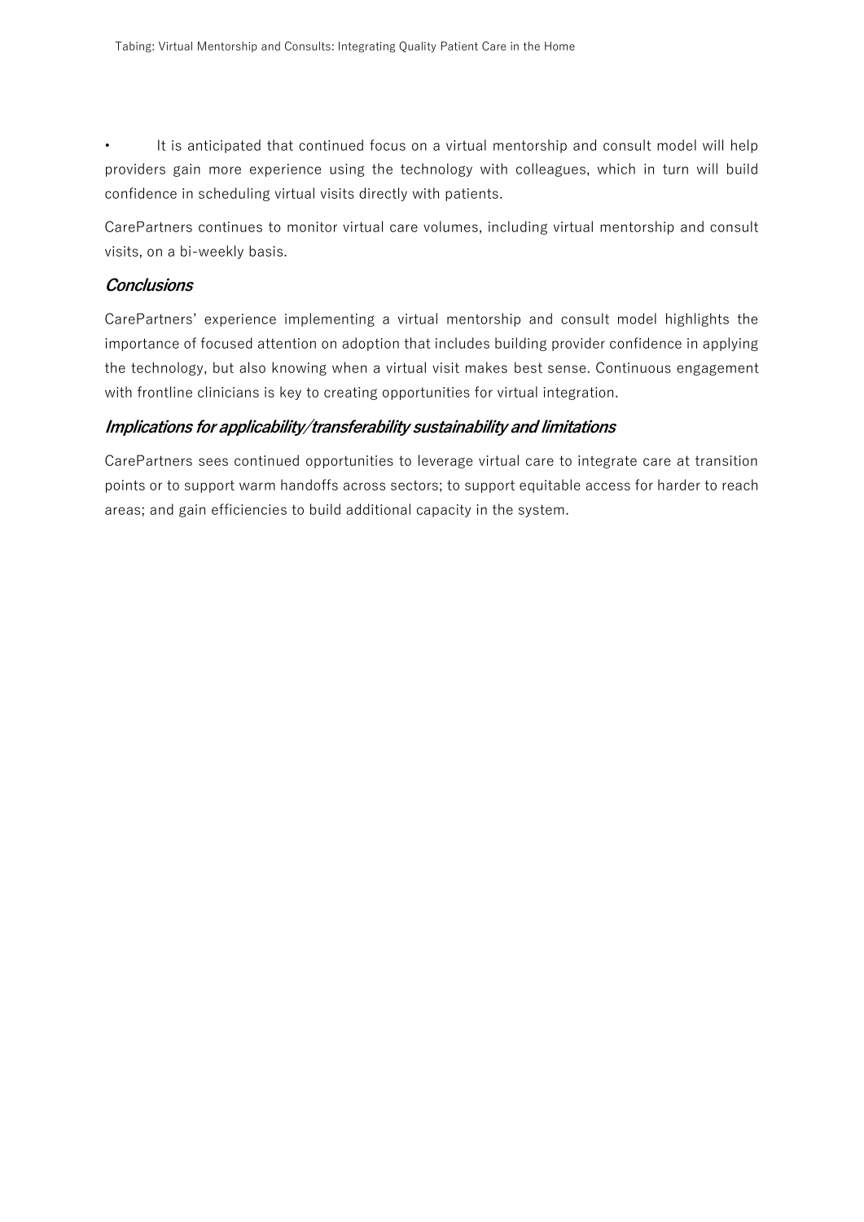- It is anticipated that continued focus on a virtual mentorship and consult model will help providers gain more experience using the technology with colleagues, which in turn will build confidence in scheduling virtual visits directly with patients.

CarePartners continues to monitor virtual care volumes, including virtual mentorship and consult visits, on a bi-weekly basis.

### *Conclusions*

CarePartners' experience implementing a virtual mentorship and consult model highlights the importance of focused attention on adoption that includes building provider confidence in applying the technology, but also knowing when a virtual visit makes best sense. Continuous engagement with frontline clinicians is key to creating opportunities for virtual integration.

### *Implications for applicability/transferability sustainability and limitations*

CarePartners sees continued opportunities to leverage virtual care to integrate care at transition points or to support warm handoffs across sectors; to support equitable access for harder to reach areas; and gain efficiencies to build additional capacity in the system.